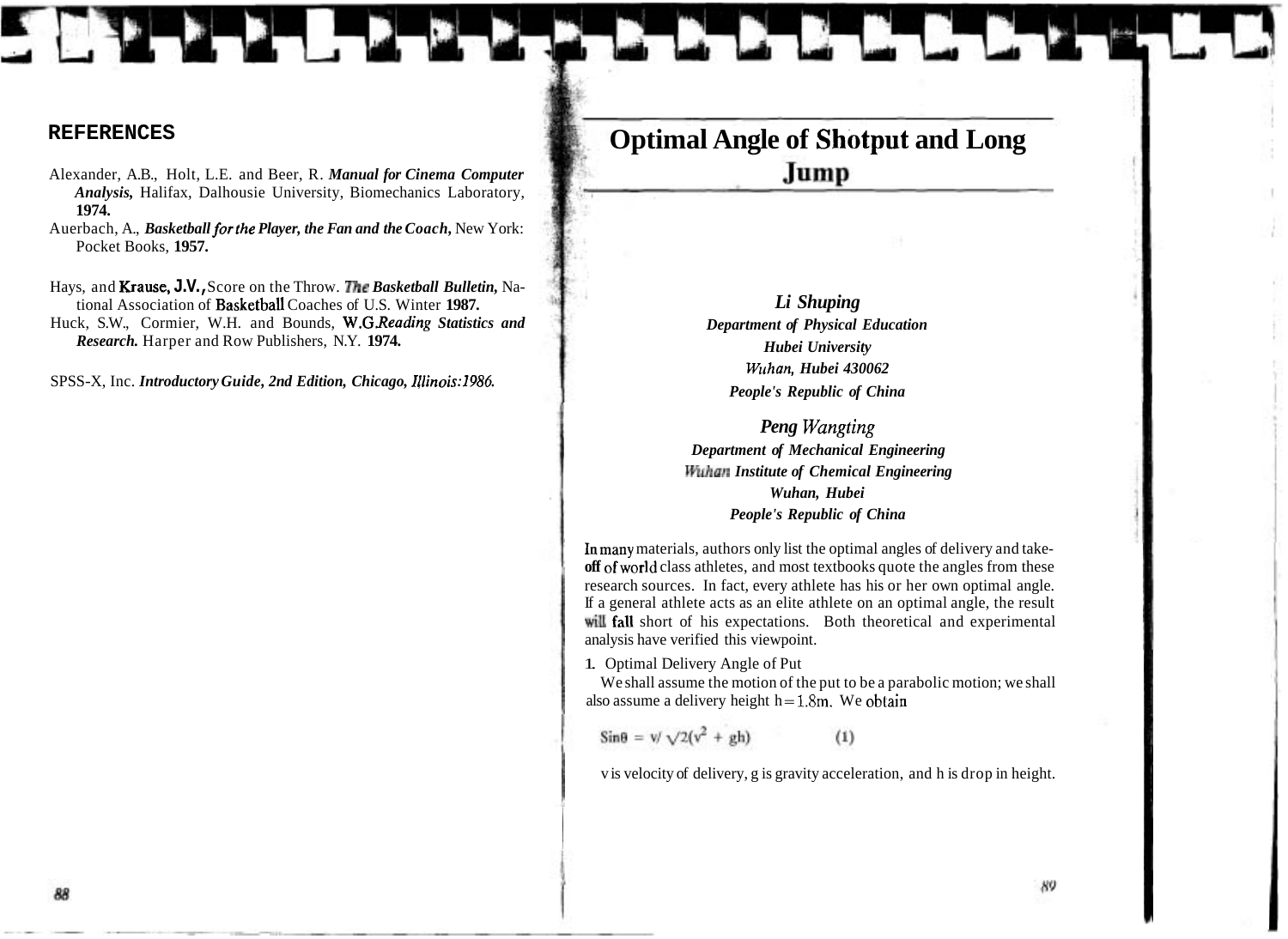## REFERENCES

Alexander, A.B., Holt, L.E. and Beer, R. ***Manual for Cinema Computer Analysis,*** Halifax, Dalhousie University, Biomechanics Laboratory, **1974.**

Auerbach, A., ***Basketball for the Player, the Fan and the Coach,*** New York: Pocket Books, **1957.**

Hays, and **Krause, J.V.,** Score on the Throw. ***The Basketball Bulletin,*** National Association of Basketball Coaches of U.S. Winter **1987.**

Huck, S.W., Cormier, W.H. and Bounds, **W.G.** ***Reading Statistics and Research.*** Harper and Row Publishers, N.Y. **1974.**

SPSS-X, Inc. ***Introductory Guide, 2nd Edition, Chicago, Illinois:1986.***

# Optimal Angle of Shotput and Long Jump

***Li Shuping***
***Department of Physical Education***
***Hubei University***
***Wuhan, Hubei 430062***
***People's Republic of China***

***Peng Wangting***
***Department of Mechanical Engineering***
***Wuhan Institute of Chemical Engineering***
***Wuhan, Hubei***
***People's Republic of China***

In many materials, authors only list the optimal angles of delivery and take-off of world class athletes, and most textbooks quote the angles from these research sources. In fact, every athlete has his or her own optimal angle. If a general athlete acts as an elite athlete on an optimal angle, the result will fall short of his expectations. Both theoretical and experimental analysis have verified this viewpoint.

1. Optimal Delivery Angle of Put

We shall assume the motion of the put to be a parabolic motion; we shall also assume a delivery height $h = 1.8m$. We obtain

$$\sin\theta = v / \sqrt{2(v^2 + gh)} \qquad (1)$$

v is velocity of delivery, g is gravity acceleration, and h is drop in height.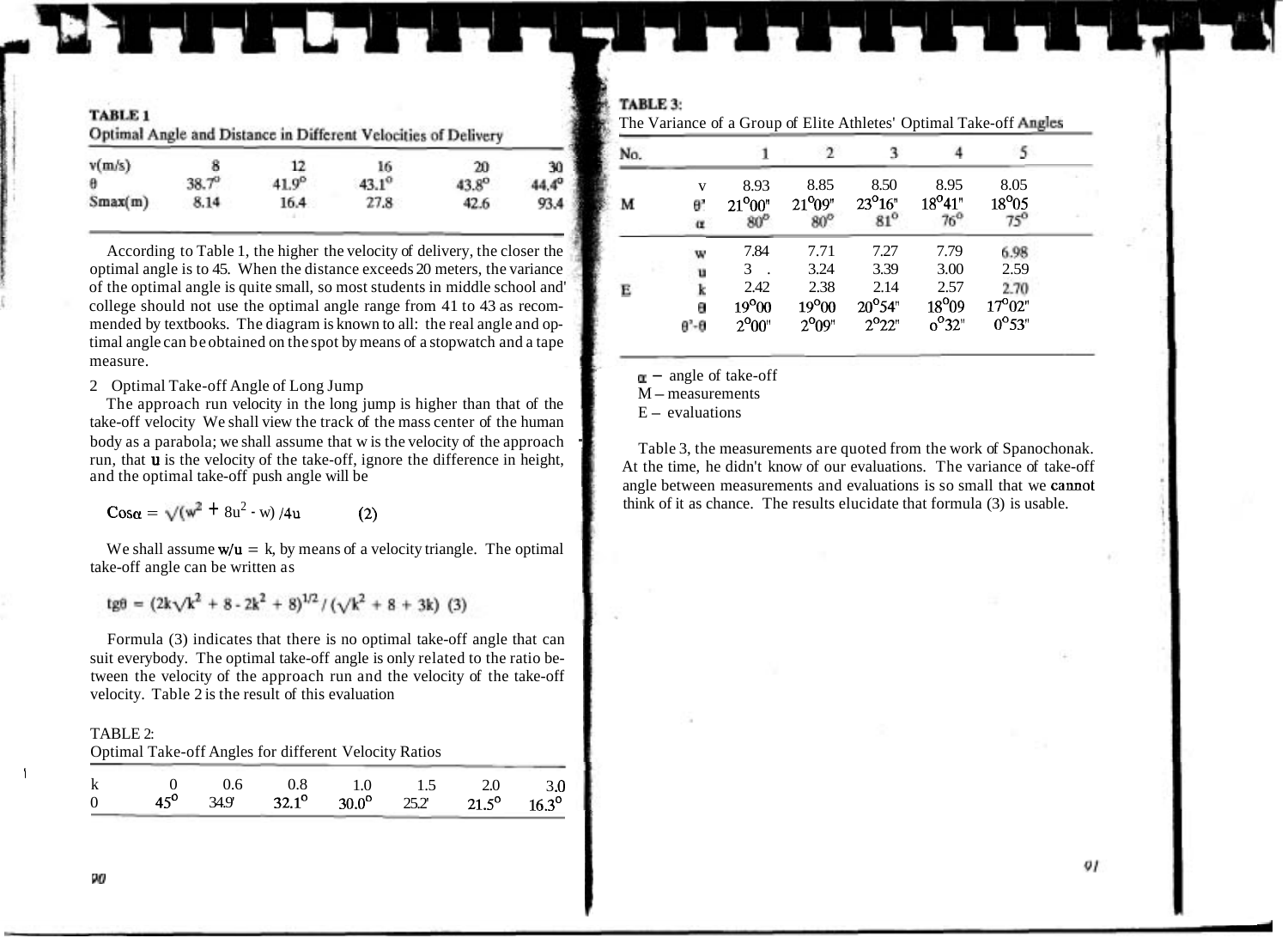**TABLE 1**
Optimal Angle and Distance in Different Velocities of Delivery

| v(m/s) | 8 | 12 | 16 | 20 | 30 |
|---|---|---|---|---|---|
| θ | 38.7° | 41.9° | 43.1° | 43.8° | 44.4° |
| Smax(m) | 8.14 | 16.4 | 27.8 | 42.6 | 93.4 |

According to Table 1, the higher the velocity of delivery, the closer the optimal angle is to 45. When the distance exceeds 20 meters, the variance of the optimal angle is quite small, so most students in middle school and' college should not use the optimal angle range from 41 to 43 as recommended by textbooks. The diagram is known to all: the real angle and optimal angle can be obtained on the spot by means of a stopwatch and a tape measure.

2 Optimal Take-off Angle of Long Jump

The approach run velocity in the long jump is higher than that of the take-off velocity We shall view the track of the mass center of the human body as a parabola; we shall assume that w is the velocity of the approach run, that **u** is the velocity of the take-off, ignore the difference in height, and the optimal take-off push angle will be

$$\cos\alpha = \sqrt{(w^2 + 8u^2} - w)/4u \qquad (2)$$

We shall assume $w/u = k$, by means of a velocity triangle. The optimal take-off angle can be written as

$$tg\theta = (2k\sqrt{k^2 + 8} - 2k^2 + 8)^{1/2} / (\sqrt{k^2 + 8} + 3k) \quad (3)$$

Formula (3) indicates that there is no optimal take-off angle that can suit everybody. The optimal take-off angle is only related to the ratio between the velocity of the approach run and the velocity of the take-off velocity. Table 2 is the result of this evaluation

TABLE 2:
Optimal Take-off Angles for different Velocity Ratios

| k | 0 | 0.6 | 0.8 | 1.0 | 1.5 | 2.0 | 3.0 |
|---|---|---|---|---|---|---|---|
| 0 | 45° | 34.9' | 32.1° | 30.0° | 25.2' | 21.5° | 16.3° |

**TABLE 3:**
The Variance of a Group of Elite Athletes' Optimal Take-off Angles

| No. | | 1 | 2 | 3 | 4 | 5 |
|---|---|---|---|---|---|---|
| M | v | 8.93 | 8.85 | 8.50 | 8.95 | 8.05 |
| | θ' | 21°00" | 21°09" | 23°16" | 18°41" | 18°05 |
| | α | 80° | 80° | 81° | 76° | 75° |
| E | w | 7.84 | 7.71 | 7.27 | 7.79 | 6.98 |
| | u | 3 . | 3.24 | 3.39 | 3.00 | 2.59 |
| | k | 2.42 | 2.38 | 2.14 | 2.57 | 2.70 |
| | θ | 19°00 | 19°00 | 20°54" | 18°09 | 17°02" |
| | θ'-θ | 2°00" | 2°09" | 2°22" | o°32" | 0°53" |

α – angle of take-off
M – measurements
E – evaluations

Table 3, the measurements are quoted from the work of Spanochonak. At the time, he didn't know of our evaluations. The variance of take-off angle between measurements and evaluations is so small that we cannot think of it as chance. The results elucidate that formula (3) is usable.